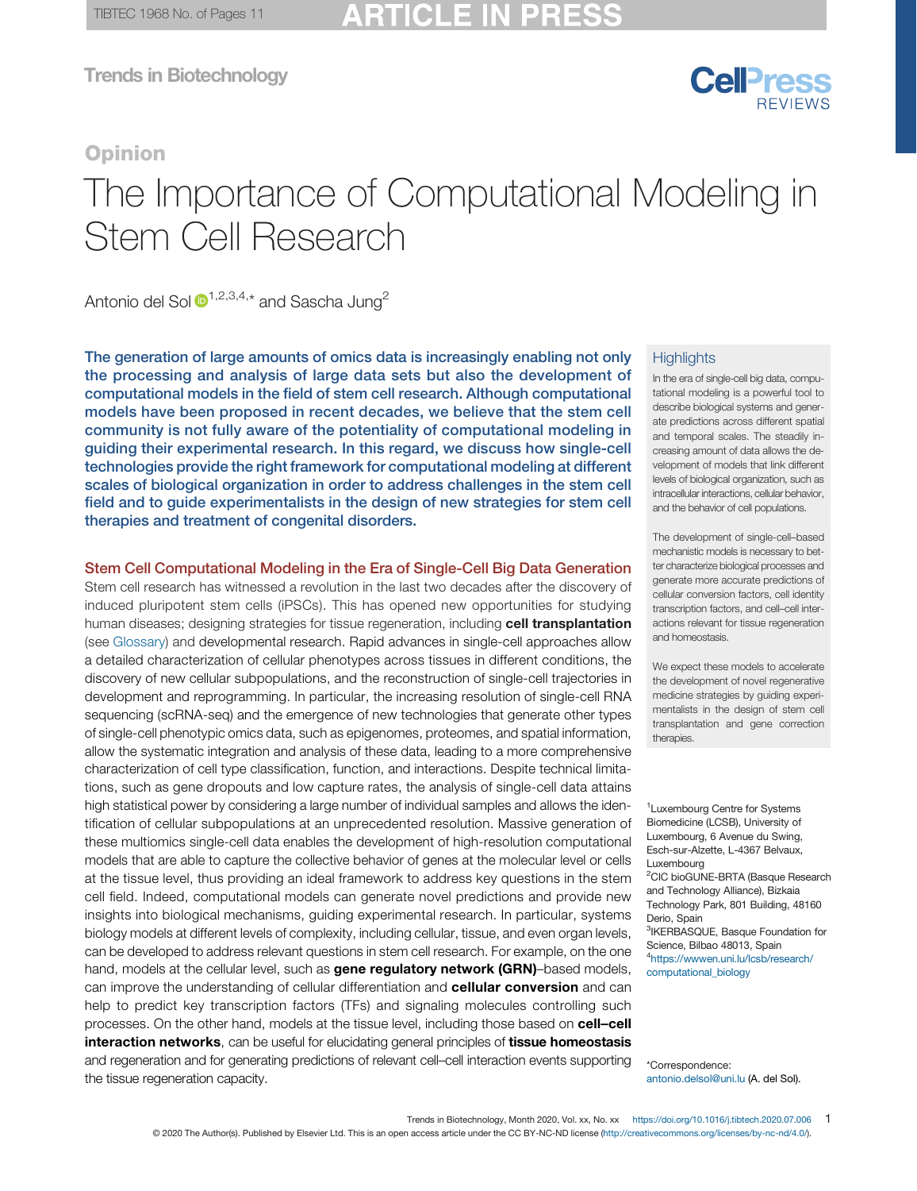Opinion

# The Importance of Computational Modeling in Stem Cell Research

Antonio del Sol[1,2,3,4,*] and Sascha Jung[2]

**The generation of large amounts of omics data is increasingly enabling not only the processing and analysis of large data sets but also the development of computational models in the field of stem cell research. Although computational models have been proposed in recent decades, we believe that the stem cell community is not fully aware of the potentiality of computational modeling in guiding their experimental research. In this regard, we discuss how single-cell technologies provide the right framework for computational modeling at different scales of biological organization in order to address challenges in the stem cell field and to guide experimentalists in the design of new strategies for stem cell therapies and treatment of congenital disorders.**

## Highlights

In the era of single-cell big data, computational modeling is a powerful tool to describe biological systems and generate predictions across different spatial and temporal scales. The steadily increasing amount of data allows the development of models that link different levels of biological organization, such as intracellular interactions, cellular behavior, and the behavior of cell populations.

The development of single-cell–based mechanistic models is necessary to better characterize biological processes and generate more accurate predictions of cellular conversion factors, cell identity transcription factors, and cell–cell interactions relevant for tissue regeneration and homeostasis.

We expect these models to accelerate the development of novel regenerative medicine strategies by guiding experimentalists in the design of stem cell transplantation and gene correction therapies.

## Stem Cell Computational Modeling in the Era of Single-Cell Big Data Generation

Stem cell research has witnessed a revolution in the last two decades after the discovery of induced pluripotent stem cells (iPSCs). This has opened new opportunities for studying human diseases; designing strategies for tissue regeneration, including **cell transplantation** (see Glossary) and developmental research. Rapid advances in single-cell approaches allow a detailed characterization of cellular phenotypes across tissues in different conditions, the discovery of new cellular subpopulations, and the reconstruction of single-cell trajectories in development and reprogramming. In particular, the increasing resolution of single-cell RNA sequencing (scRNA-seq) and the emergence of new technologies that generate other types of single-cell phenotypic omics data, such as epigenomes, proteomes, and spatial information, allow the systematic integration and analysis of these data, leading to a more comprehensive characterization of cell type classification, function, and interactions. Despite technical limitations, such as gene dropouts and low capture rates, the analysis of single-cell data attains high statistical power by considering a large number of individual samples and allows the identification of cellular subpopulations at an unprecedented resolution. Massive generation of these multiomics single-cell data enables the development of high-resolution computational models that are able to capture the collective behavior of genes at the molecular level or cells at the tissue level, thus providing an ideal framework to address key questions in the stem cell field. Indeed, computational models can generate novel predictions and provide new insights into biological mechanisms, guiding experimental research. In particular, systems biology models at different levels of complexity, including cellular, tissue, and even organ levels, can be developed to address relevant questions in stem cell research. For example, on the one hand, models at the cellular level, such as **gene regulatory network (GRN)**–based models, can improve the understanding of cellular differentiation and **cellular conversion** and can help to predict key transcription factors (TFs) and signaling molecules controlling such processes. On the other hand, models at the tissue level, including those based on **cell–cell interaction networks**, can be useful for elucidating general principles of **tissue homeostasis** and regeneration and for generating predictions of relevant cell–cell interaction events supporting the tissue regeneration capacity.

[1]Luxembourg Centre for Systems Biomedicine (LCSB), University of Luxembourg, 6 Avenue du Swing, Esch-sur-Alzette, L-4367 Belvaux, Luxembourg
[2]CIC bioGUNE-BRTA (Basque Research and Technology Alliance), Bizkaia Technology Park, 801 Building, 48160 Derio, Spain
[3]IKERBASQUE, Basque Foundation for Science, Bilbao 48013, Spain
[4]https://wwwen.uni.lu/lcsb/research/computational_biology

*Correspondence: antonio.delsol@uni.lu (A. del Sol).

© 2020 The Author(s). Published by Elsevier Ltd. This is an open access article under the CC BY-NC-ND license (http://creativecommons.org/licenses/by-nc-nd/4.0/).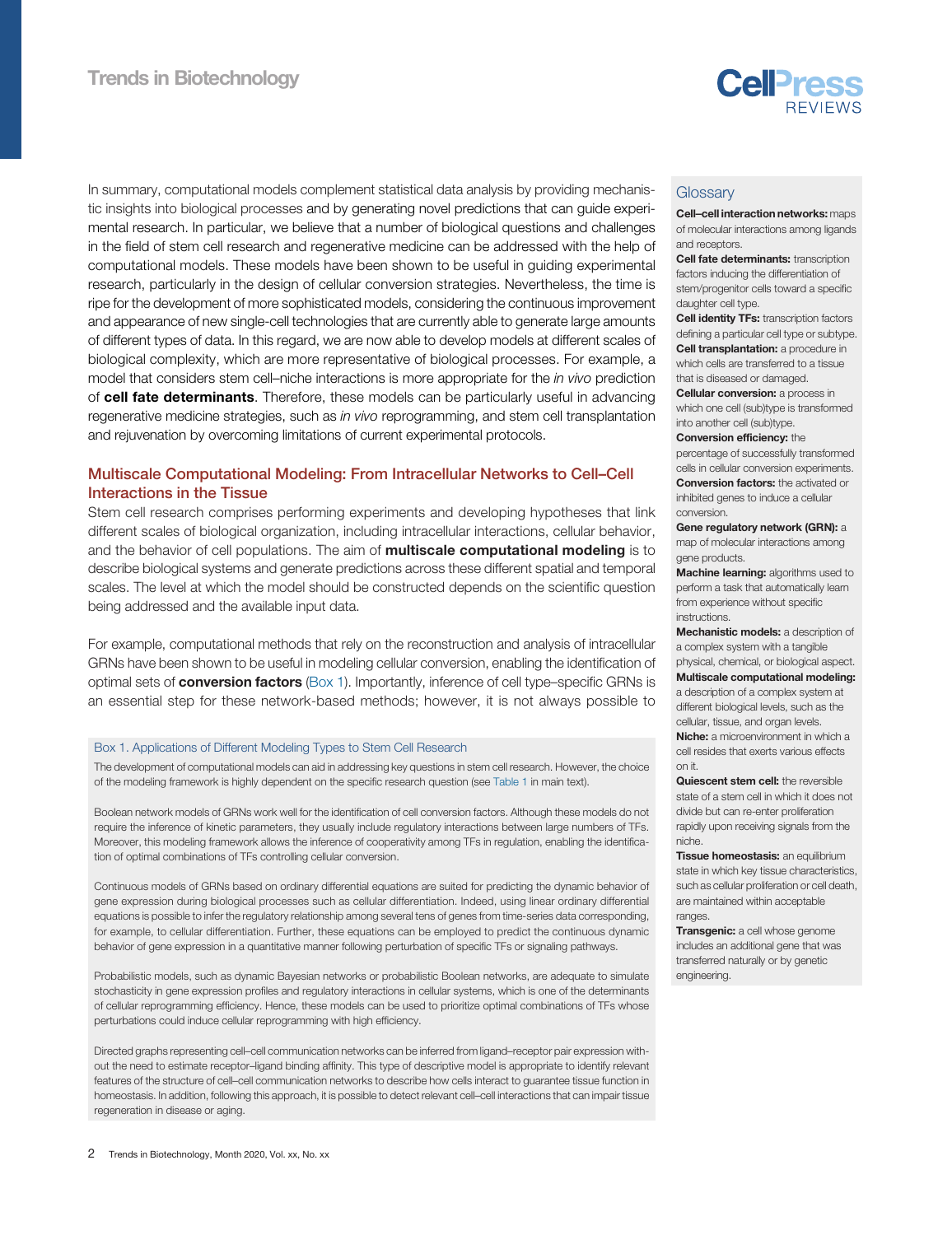In summary, computational models complement statistical data analysis by providing mechanistic insights into biological processes and by generating novel predictions that can guide experimental research. In particular, we believe that a number of biological questions and challenges in the field of stem cell research and regenerative medicine can be addressed with the help of computational models. These models have been shown to be useful in guiding experimental research, particularly in the design of cellular conversion strategies. Nevertheless, the time is ripe for the development of more sophisticated models, considering the continuous improvement and appearance of new single-cell technologies that are currently able to generate large amounts of different types of data. In this regard, we are now able to develop models at different scales of biological complexity, which are more representative of biological processes. For example, a model that considers stem cell–niche interactions is more appropriate for the *in vivo* prediction of **cell fate determinants**. Therefore, these models can be particularly useful in advancing regenerative medicine strategies, such as *in vivo* reprogramming, and stem cell transplantation and rejuvenation by overcoming limitations of current experimental protocols.

## Multiscale Computational Modeling: From Intracellular Networks to Cell–Cell Interactions in the Tissue

Stem cell research comprises performing experiments and developing hypotheses that link different scales of biological organization, including intracellular interactions, cellular behavior, and the behavior of cell populations. The aim of **multiscale computational modeling** is to describe biological systems and generate predictions across these different spatial and temporal scales. The level at which the model should be constructed depends on the scientific question being addressed and the available input data.

For example, computational methods that rely on the reconstruction and analysis of intracellular GRNs have been shown to be useful in modeling cellular conversion, enabling the identification of optimal sets of **conversion factors** (Box 1). Importantly, inference of cell type–specific GRNs is an essential step for these network-based methods; however, it is not always possible to

### Box 1. Applications of Different Modeling Types to Stem Cell Research

The development of computational models can aid in addressing key questions in stem cell research. However, the choice of the modeling framework is highly dependent on the specific research question (see Table 1 in main text).

Boolean network models of GRNs work well for the identification of cell conversion factors. Although these models do not require the inference of kinetic parameters, they usually include regulatory interactions between large numbers of TFs. Moreover, this modeling framework allows the inference of cooperativity among TFs in regulation, enabling the identification of optimal combinations of TFs controlling cellular conversion.

Continuous models of GRNs based on ordinary differential equations are suited for predicting the dynamic behavior of gene expression during biological processes such as cellular differentiation. Indeed, using linear ordinary differential equations is possible to infer the regulatory relationship among several tens of genes from time-series data corresponding, for example, to cellular differentiation. Further, these equations can be employed to predict the continuous dynamic behavior of gene expression in a quantitative manner following perturbation of specific TFs or signaling pathways.

Probabilistic models, such as dynamic Bayesian networks or probabilistic Boolean networks, are adequate to simulate stochasticity in gene expression profiles and regulatory interactions in cellular systems, which is one of the determinants of cellular reprogramming efficiency. Hence, these models can be used to prioritize optimal combinations of TFs whose perturbations could induce cellular reprogramming with high efficiency.

Directed graphs representing cell–cell communication networks can be inferred from ligand–receptor pair expression without the need to estimate receptor–ligand binding affinity. This type of descriptive model is appropriate to identify relevant features of the structure of cell–cell communication networks to describe how cells interact to guarantee tissue function in homeostasis. In addition, following this approach, it is possible to detect relevant cell–cell interactions that can impair tissue regeneration in disease or aging.

### Glossary

**Cell–cell interaction networks:** maps of molecular interactions among ligands and receptors.

**Cell fate determinants:** transcription factors inducing the differentiation of stem/progenitor cells toward a specific daughter cell type.

**Cell identity TFs:** transcription factors defining a particular cell type or subtype.

**Cell transplantation:** a procedure in which cells are transferred to a tissue that is diseased or damaged.

**Cellular conversion:** a process in which one cell (sub)type is transformed into another cell (sub)type.

**Conversion efficiency:** the percentage of successfully transformed cells in cellular conversion experiments.

**Conversion factors:** the activated or inhibited genes to induce a cellular conversion.

**Gene regulatory network (GRN):** a map of molecular interactions among gene products.

**Machine learning:** algorithms used to perform a task that automatically learn from experience without specific instructions.

**Mechanistic models:** a description of a complex system with a tangible physical, chemical, or biological aspect.

**Multiscale computational modeling:** a description of a complex system at different biological levels, such as the cellular, tissue, and organ levels.

**Niche:** a microenvironment in which a cell resides that exerts various effects on it.

**Quiescent stem cell:** the reversible state of a stem cell in which it does not divide but can re-enter proliferation rapidly upon receiving signals from the niche.

**Tissue homeostasis:** an equilibrium state in which key tissue characteristics, such as cellular proliferation or cell death, are maintained within acceptable ranges.

**Transgenic:** a cell whose genome includes an additional gene that was transferred naturally or by genetic engineering.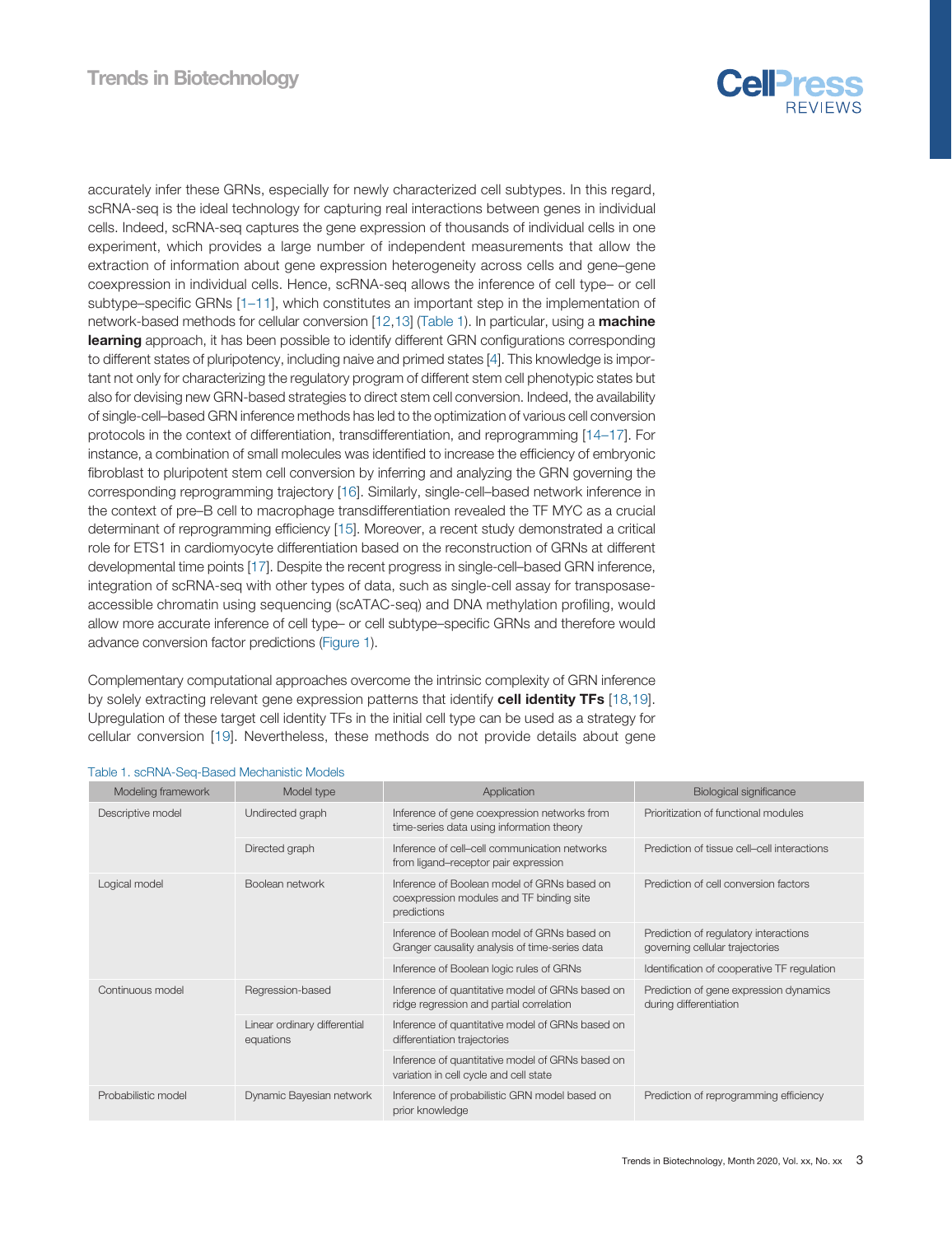accurately infer these GRNs, especially for newly characterized cell subtypes. In this regard, scRNA-seq is the ideal technology for capturing real interactions between genes in individual cells. Indeed, scRNA-seq captures the gene expression of thousands of individual cells in one experiment, which provides a large number of independent measurements that allow the extraction of information about gene expression heterogeneity across cells and gene–gene coexpression in individual cells. Hence, scRNA-seq allows the inference of cell type– or cell subtype–specific GRNs [1–11], which constitutes an important step in the implementation of network-based methods for cellular conversion [12,13] (Table 1). In particular, using a **machine learning** approach, it has been possible to identify different GRN configurations corresponding to different states of pluripotency, including naive and primed states [4]. This knowledge is important not only for characterizing the regulatory program of different stem cell phenotypic states but also for devising new GRN-based strategies to direct stem cell conversion. Indeed, the availability of single-cell–based GRN inference methods has led to the optimization of various cell conversion protocols in the context of differentiation, transdifferentiation, and reprogramming [14–17]. For instance, a combination of small molecules was identified to increase the efficiency of embryonic fibroblast to pluripotent stem cell conversion by inferring and analyzing the GRN governing the corresponding reprogramming trajectory [16]. Similarly, single-cell–based network inference in the context of pre–B cell to macrophage transdifferentiation revealed the TF MYC as a crucial determinant of reprogramming efficiency [15]. Moreover, a recent study demonstrated a critical role for ETS1 in cardiomyocyte differentiation based on the reconstruction of GRNs at different developmental time points [17]. Despite the recent progress in single-cell–based GRN inference, integration of scRNA-seq with other types of data, such as single-cell assay for transposase-accessible chromatin using sequencing (scATAC-seq) and DNA methylation profiling, would allow more accurate inference of cell type– or cell subtype–specific GRNs and therefore would advance conversion factor predictions (Figure 1).

Complementary computational approaches overcome the intrinsic complexity of GRN inference by solely extracting relevant gene expression patterns that identify **cell identity TFs** [18,19]. Upregulation of these target cell identity TFs in the initial cell type can be used as a strategy for cellular conversion [19]. Nevertheless, these methods do not provide details about gene

Table 1. scRNA-Seq-Based Mechanistic Models

| Modeling framework | Model type | Application | Biological significance |
|---|---|---|---|
| Descriptive model | Undirected graph | Inference of gene coexpression networks from time-series data using information theory | Prioritization of functional modules |
| | Directed graph | Inference of cell–cell communication networks from ligand–receptor pair expression | Prediction of tissue cell–cell interactions |
| Logical model | Boolean network | Inference of Boolean model of GRNs based on coexpression modules and TF binding site predictions | Prediction of cell conversion factors |
| | | Inference of Boolean model of GRNs based on Granger causality analysis of time-series data | Prediction of regulatory interactions governing cellular trajectories |
| | | Inference of Boolean logic rules of GRNs | Identification of cooperative TF regulation |
| Continuous model | Regression-based | Inference of quantitative model of GRNs based on ridge regression and partial correlation | Prediction of gene expression dynamics during differentiation |
| | Linear ordinary differential equations | Inference of quantitative model of GRNs based on differentiation trajectories | |
| | | Inference of quantitative model of GRNs based on variation in cell cycle and cell state | |
| Probabilistic model | Dynamic Bayesian network | Inference of probabilistic GRN model based on prior knowledge | Prediction of reprogramming efficiency |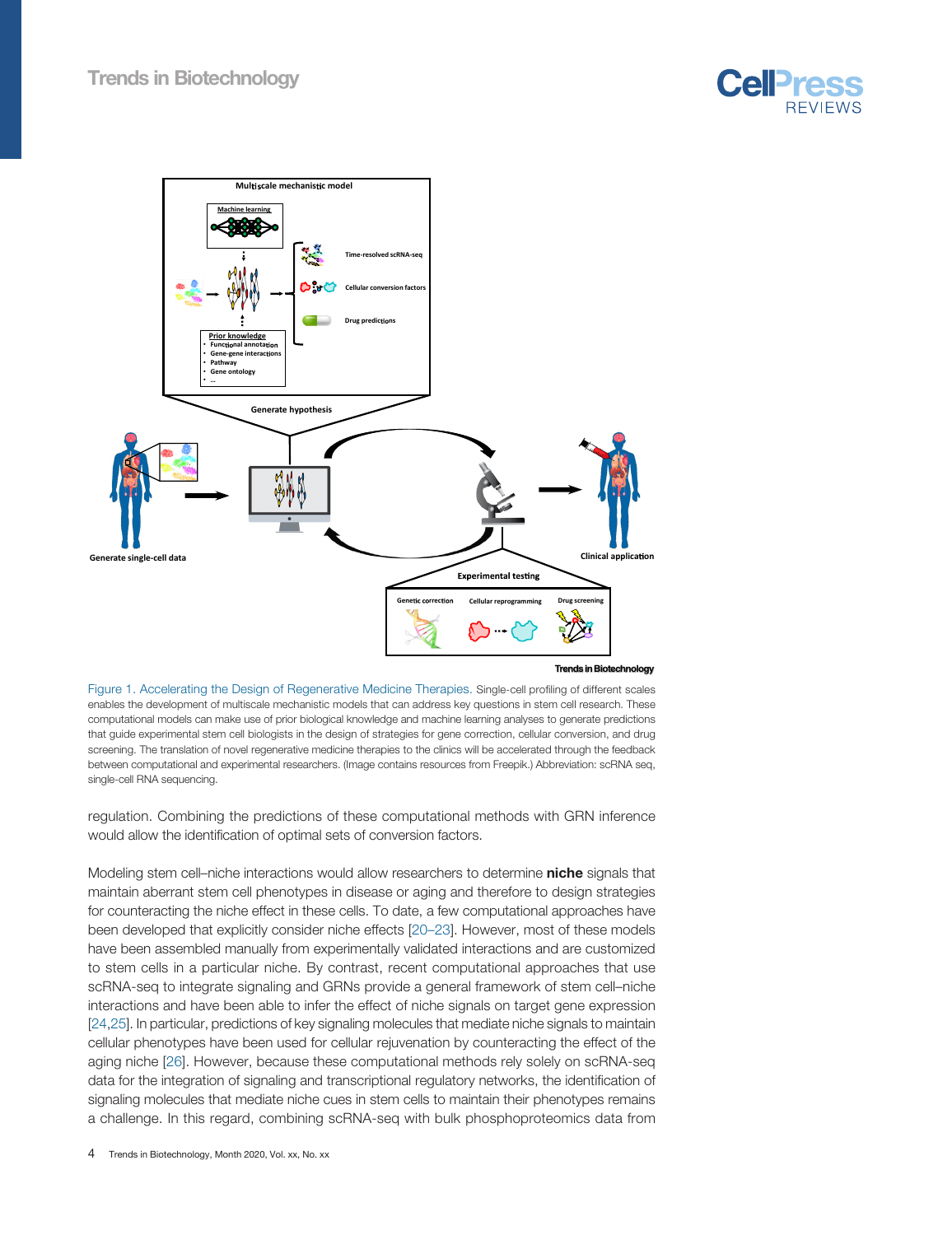Figure 1. Accelerating the Design of Regenerative Medicine Therapies. Single-cell profiling of different scales enables the development of multiscale mechanistic models that can address key questions in stem cell research. These computational models can make use of prior biological knowledge and machine learning analyses to generate predictions that guide experimental stem cell biologists in the design of strategies for gene correction, cellular conversion, and drug screening. The translation of novel regenerative medicine therapies to the clinics will be accelerated through the feedback between computational and experimental researchers. (Image contains resources from Freepik.) Abbreviation: scRNA seq, single-cell RNA sequencing.

regulation. Combining the predictions of these computational methods with GRN inference would allow the identification of optimal sets of conversion factors.

Modeling stem cell–niche interactions would allow researchers to determine **niche** signals that maintain aberrant stem cell phenotypes in disease or aging and therefore to design strategies for counteracting the niche effect in these cells. To date, a few computational approaches have been developed that explicitly consider niche effects [20–23]. However, most of these models have been assembled manually from experimentally validated interactions and are customized to stem cells in a particular niche. By contrast, recent computational approaches that use scRNA-seq to integrate signaling and GRNs provide a general framework of stem cell–niche interactions and have been able to infer the effect of niche signals on target gene expression [24,25]. In particular, predictions of key signaling molecules that mediate niche signals to maintain cellular phenotypes have been used for cellular rejuvenation by counteracting the effect of the aging niche [26]. However, because these computational methods rely solely on scRNA-seq data for the integration of signaling and transcriptional regulatory networks, the identification of signaling molecules that mediate niche cues in stem cells to maintain their phenotypes remains a challenge. In this regard, combining scRNA-seq with bulk phosphoproteomics data from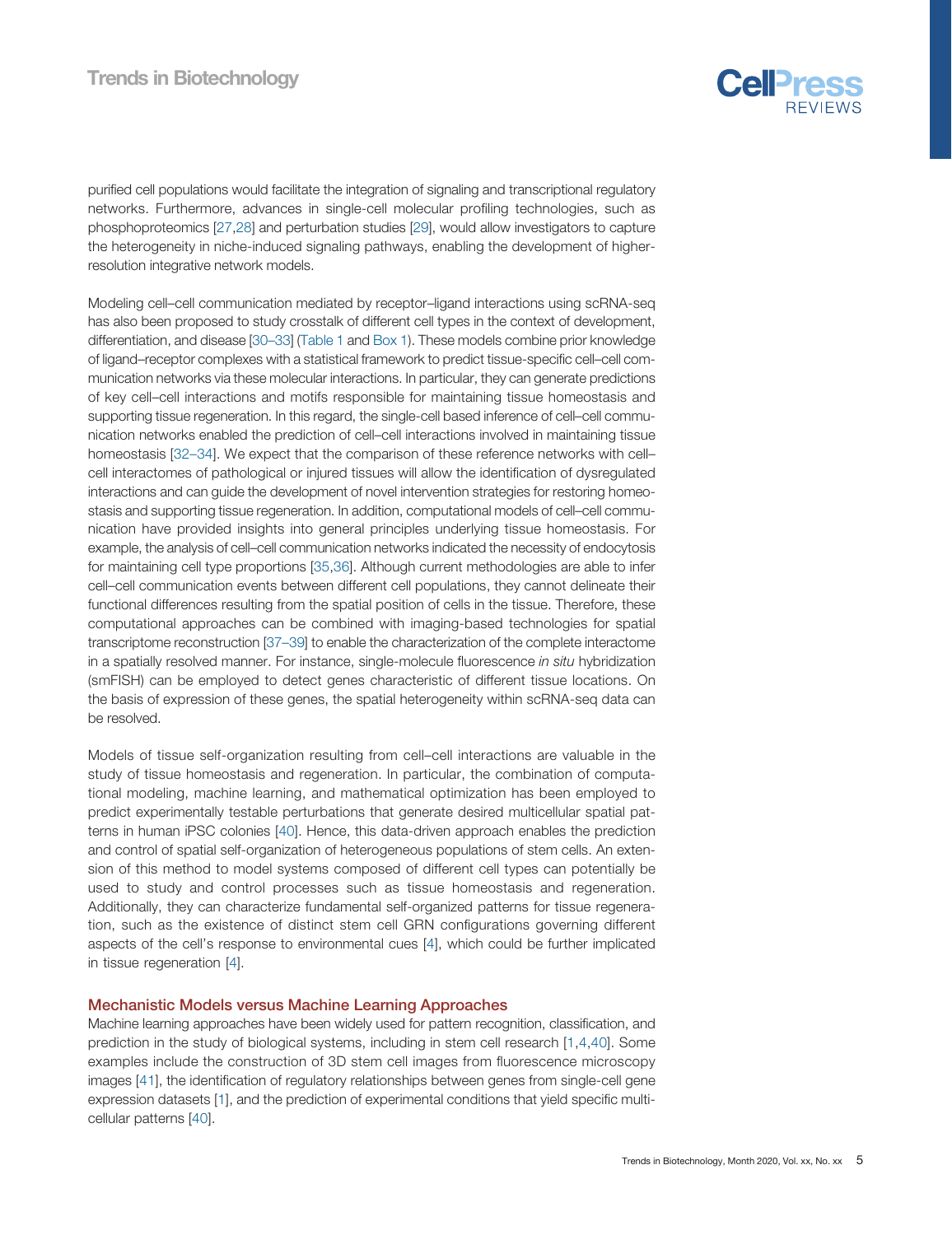purified cell populations would facilitate the integration of signaling and transcriptional regulatory networks. Furthermore, advances in single-cell molecular profiling technologies, such as phosphoproteomics [27,28] and perturbation studies [29], would allow investigators to capture the heterogeneity in niche-induced signaling pathways, enabling the development of higher-resolution integrative network models.

Modeling cell–cell communication mediated by receptor–ligand interactions using scRNA-seq has also been proposed to study crosstalk of different cell types in the context of development, differentiation, and disease [30–33] (Table 1 and Box 1). These models combine prior knowledge of ligand–receptor complexes with a statistical framework to predict tissue-specific cell–cell communication networks via these molecular interactions. In particular, they can generate predictions of key cell–cell interactions and motifs responsible for maintaining tissue homeostasis and supporting tissue regeneration. In this regard, the single-cell based inference of cell–cell communication networks enabled the prediction of cell–cell interactions involved in maintaining tissue homeostasis [32–34]. We expect that the comparison of these reference networks with cell–cell interactomes of pathological or injured tissues will allow the identification of dysregulated interactions and can guide the development of novel intervention strategies for restoring homeostasis and supporting tissue regeneration. In addition, computational models of cell–cell communication have provided insights into general principles underlying tissue homeostasis. For example, the analysis of cell–cell communication networks indicated the necessity of endocytosis for maintaining cell type proportions [35,36]. Although current methodologies are able to infer cell–cell communication events between different cell populations, they cannot delineate their functional differences resulting from the spatial position of cells in the tissue. Therefore, these computational approaches can be combined with imaging-based technologies for spatial transcriptome reconstruction [37–39] to enable the characterization of the complete interactome in a spatially resolved manner. For instance, single-molecule fluorescence *in situ* hybridization (smFISH) can be employed to detect genes characteristic of different tissue locations. On the basis of expression of these genes, the spatial heterogeneity within scRNA-seq data can be resolved.

Models of tissue self-organization resulting from cell–cell interactions are valuable in the study of tissue homeostasis and regeneration. In particular, the combination of computational modeling, machine learning, and mathematical optimization has been employed to predict experimentally testable perturbations that generate desired multicellular spatial patterns in human iPSC colonies [40]. Hence, this data-driven approach enables the prediction and control of spatial self-organization of heterogeneous populations of stem cells. An extension of this method to model systems composed of different cell types can potentially be used to study and control processes such as tissue homeostasis and regeneration. Additionally, they can characterize fundamental self-organized patterns for tissue regeneration, such as the existence of distinct stem cell GRN configurations governing different aspects of the cell's response to environmental cues [4], which could be further implicated in tissue regeneration [4].

## Mechanistic Models versus Machine Learning Approaches

Machine learning approaches have been widely used for pattern recognition, classification, and prediction in the study of biological systems, including in stem cell research [1,4,40]. Some examples include the construction of 3D stem cell images from fluorescence microscopy images [41], the identification of regulatory relationships between genes from single-cell gene expression datasets [1], and the prediction of experimental conditions that yield specific multicellular patterns [40].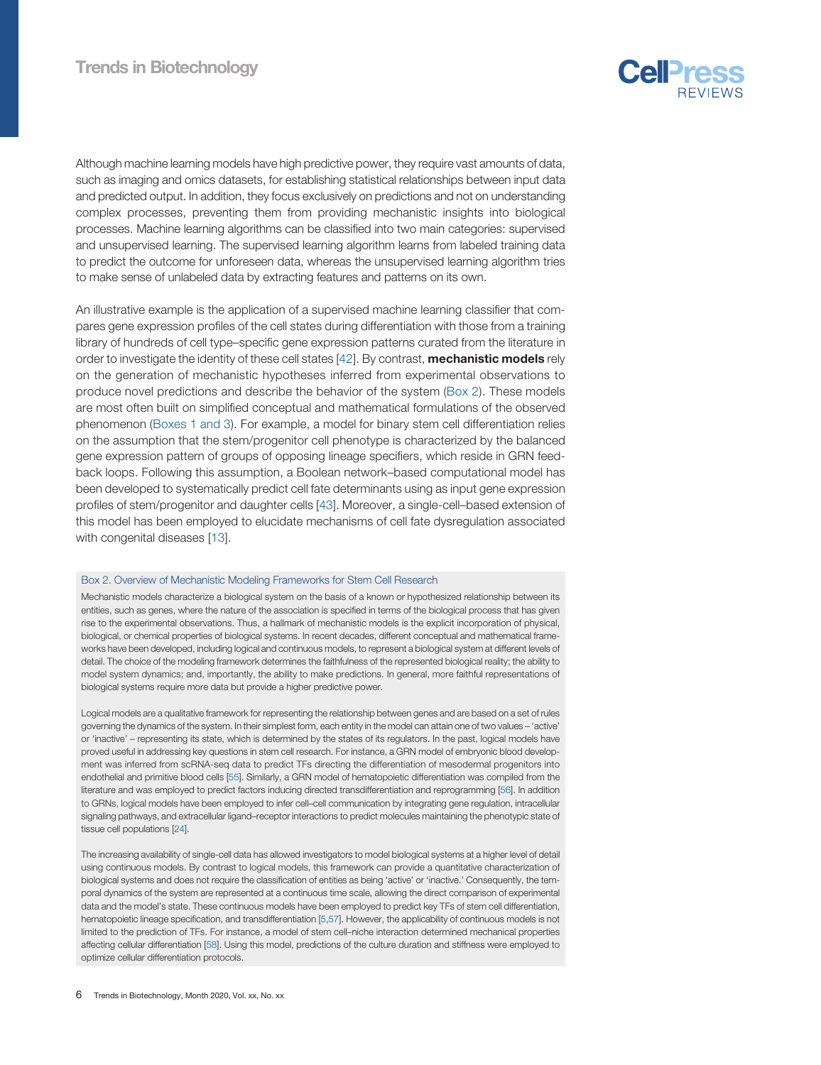Although machine learning models have high predictive power, they require vast amounts of data, such as imaging and omics datasets, for establishing statistical relationships between input data and predicted output. In addition, they focus exclusively on predictions and not on understanding complex processes, preventing them from providing mechanistic insights into biological processes. Machine learning algorithms can be classified into two main categories: supervised and unsupervised learning. The supervised learning algorithm learns from labeled training data to predict the outcome for unforeseen data, whereas the unsupervised learning algorithm tries to make sense of unlabeled data by extracting features and patterns on its own.

An illustrative example is the application of a supervised machine learning classifier that compares gene expression profiles of the cell states during differentiation with those from a training library of hundreds of cell type–specific gene expression patterns curated from the literature in order to investigate the identity of these cell states [42]. By contrast, **mechanistic models** rely on the generation of mechanistic hypotheses inferred from experimental observations to produce novel predictions and describe the behavior of the system (Box 2). These models are most often built on simplified conceptual and mathematical formulations of the observed phenomenon (Boxes 1 and 3). For example, a model for binary stem cell differentiation relies on the assumption that the stem/progenitor cell phenotype is characterized by the balanced gene expression pattern of groups of opposing lineage specifiers, which reside in GRN feedback loops. Following this assumption, a Boolean network–based computational model has been developed to systematically predict cell fate determinants using as input gene expression profiles of stem/progenitor and daughter cells [43]. Moreover, a single-cell–based extension of this model has been employed to elucidate mechanisms of cell fate dysregulation associated with congenital diseases [13].

### Box 2. Overview of Mechanistic Modeling Frameworks for Stem Cell Research

Mechanistic models characterize a biological system on the basis of a known or hypothesized relationship between its entities, such as genes, where the nature of the association is specified in terms of the biological process that has given rise to the experimental observations. Thus, a hallmark of mechanistic models is the explicit incorporation of physical, biological, or chemical properties of biological systems. In recent decades, different conceptual and mathematical frameworks have been developed, including logical and continuous models, to represent a biological system at different levels of detail. The choice of the modeling framework determines the faithfulness of the represented biological reality; the ability to model system dynamics; and, importantly, the ability to make predictions. In general, more faithful representations of biological systems require more data but provide a higher predictive power.

Logical models are a qualitative framework for representing the relationship between genes and are based on a set of rules governing the dynamics of the system. In their simplest form, each entity in the model can attain one of two values – 'active' or 'inactive' – representing its state, which is determined by the states of its regulators. In the past, logical models have proved useful in addressing key questions in stem cell research. For instance, a GRN model of embryonic blood development was inferred from scRNA-seq data to predict TFs directing the differentiation of mesodermal progenitors into endothelial and primitive blood cells [55]. Similarly, a GRN model of hematopoietic differentiation was compiled from the literature and was employed to predict factors inducing directed transdifferentiation and reprogramming [56]. In addition to GRNs, logical models have been employed to infer cell–cell communication by integrating gene regulation, intracellular signaling pathways, and extracellular ligand–receptor interactions to predict molecules maintaining the phenotypic state of tissue cell populations [24].

The increasing availability of single-cell data has allowed investigators to model biological systems at a higher level of detail using continuous models. By contrast to logical models, this framework can provide a quantitative characterization of biological systems and does not require the classification of entities as being 'active' or 'inactive.' Consequently, the temporal dynamics of the system are represented at a continuous time scale, allowing the direct comparison of experimental data and the model's state. These continuous models have been employed to predict key TFs of stem cell differentiation, hematopoietic lineage specification, and transdifferentiation [5,57]. However, the applicability of continuous models is not limited to the prediction of TFs. For instance, a model of stem cell–niche interaction determined mechanical properties affecting cellular differentiation [58]. Using this model, predictions of the culture duration and stiffness were employed to optimize cellular differentiation protocols.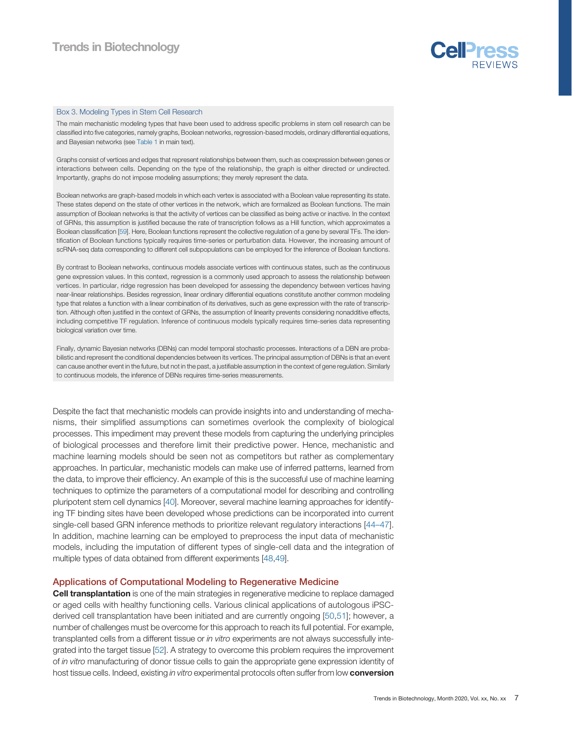### Box 3. Modeling Types in Stem Cell Research

The main mechanistic modeling types that have been used to address specific problems in stem cell research can be classified into five categories, namely graphs, Boolean networks, regression-based models, ordinary differential equations, and Bayesian networks (see Table 1 in main text).

Graphs consist of vertices and edges that represent relationships between them, such as coexpression between genes or interactions between cells. Depending on the type of the relationship, the graph is either directed or undirected. Importantly, graphs do not impose modeling assumptions; they merely represent the data.

Boolean networks are graph-based models in which each vertex is associated with a Boolean value representing its state. These states depend on the state of other vertices in the network, which are formalized as Boolean functions. The main assumption of Boolean networks is that the activity of vertices can be classified as being active or inactive. In the context of GRNs, this assumption is justified because the rate of transcription follows as a Hill function, which approximates a Boolean classification [59]. Here, Boolean functions represent the collective regulation of a gene by several TFs. The identification of Boolean functions typically requires time-series or perturbation data. However, the increasing amount of scRNA-seq data corresponding to different cell subpopulations can be employed for the inference of Boolean functions.

By contrast to Boolean networks, continuous models associate vertices with continuous states, such as the continuous gene expression values. In this context, regression is a commonly used approach to assess the relationship between vertices. In particular, ridge regression has been developed for assessing the dependency between vertices having near-linear relationships. Besides regression, linear ordinary differential equations constitute another common modeling type that relates a function with a linear combination of its derivatives, such as gene expression with the rate of transcription. Although often justified in the context of GRNs, the assumption of linearity prevents considering nonadditive effects, including competitive TF regulation. Inference of continuous models typically requires time-series data representing biological variation over time.

Finally, dynamic Bayesian networks (DBNs) can model temporal stochastic processes. Interactions of a DBN are probabilistic and represent the conditional dependencies between its vertices. The principal assumption of DBNs is that an event can cause another event in the future, but not in the past, a justifiable assumption in the context of gene regulation. Similarly to continuous models, the inference of DBNs requires time-series measurements.

Despite the fact that mechanistic models can provide insights into and understanding of mechanisms, their simplified assumptions can sometimes overlook the complexity of biological processes. This impediment may prevent these models from capturing the underlying principles of biological processes and therefore limit their predictive power. Hence, mechanistic and machine learning models should be seen not as competitors but rather as complementary approaches. In particular, mechanistic models can make use of inferred patterns, learned from the data, to improve their efficiency. An example of this is the successful use of machine learning techniques to optimize the parameters of a computational model for describing and controlling pluripotent stem cell dynamics [40]. Moreover, several machine learning approaches for identifying TF binding sites have been developed whose predictions can be incorporated into current single-cell based GRN inference methods to prioritize relevant regulatory interactions [44–47]. In addition, machine learning can be employed to preprocess the input data of mechanistic models, including the imputation of different types of single-cell data and the integration of multiple types of data obtained from different experiments [48,49].

## Applications of Computational Modeling to Regenerative Medicine

**Cell transplantation** is one of the main strategies in regenerative medicine to replace damaged or aged cells with healthy functioning cells. Various clinical applications of autologous iPSC-derived cell transplantation have been initiated and are currently ongoing [50,51]; however, a number of challenges must be overcome for this approach to reach its full potential. For example, transplanted cells from a different tissue or *in vitro* experiments are not always successfully integrated into the target tissue [52]. A strategy to overcome this problem requires the improvement of *in vitro* manufacturing of donor tissue cells to gain the appropriate gene expression identity of host tissue cells. Indeed, existing *in vitro* experimental protocols often suffer from low **conversion**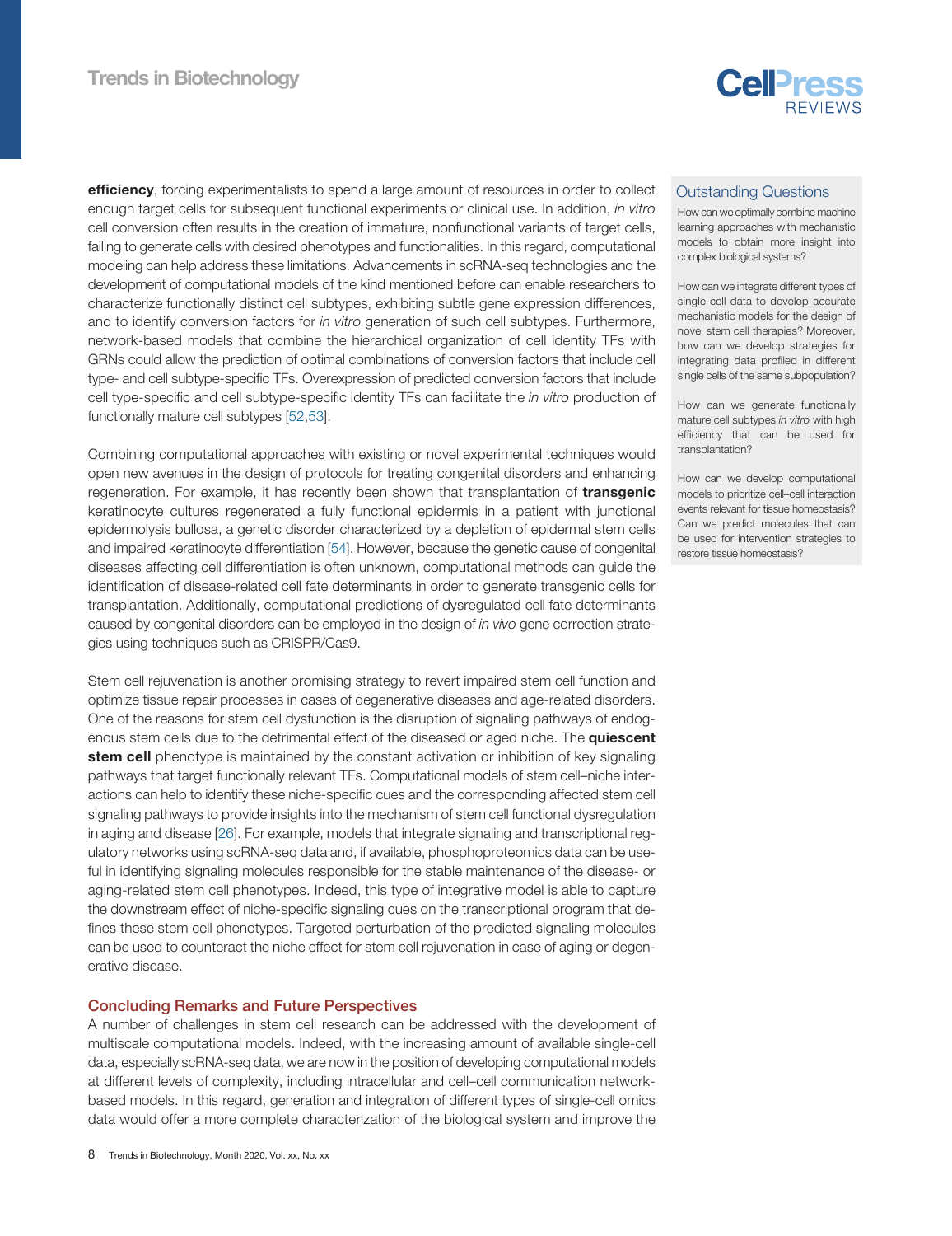**efficiency**, forcing experimentalists to spend a large amount of resources in order to collect enough target cells for subsequent functional experiments or clinical use. In addition, *in vitro* cell conversion often results in the creation of immature, nonfunctional variants of target cells, failing to generate cells with desired phenotypes and functionalities. In this regard, computational modeling can help address these limitations. Advancements in scRNA-seq technologies and the development of computational models of the kind mentioned before can enable researchers to characterize functionally distinct cell subtypes, exhibiting subtle gene expression differences, and to identify conversion factors for *in vitro* generation of such cell subtypes. Furthermore, network-based models that combine the hierarchical organization of cell identity TFs with GRNs could allow the prediction of optimal combinations of conversion factors that include cell type- and cell subtype-specific TFs. Overexpression of predicted conversion factors that include cell type-specific and cell subtype-specific identity TFs can facilitate the *in vitro* production of functionally mature cell subtypes [52,53].

Combining computational approaches with existing or novel experimental techniques would open new avenues in the design of protocols for treating congenital disorders and enhancing regeneration. For example, it has recently been shown that transplantation of **transgenic** keratinocyte cultures regenerated a fully functional epidermis in a patient with junctional epidermolysis bullosa, a genetic disorder characterized by a depletion of epidermal stem cells and impaired keratinocyte differentiation [54]. However, because the genetic cause of congenital diseases affecting cell differentiation is often unknown, computational methods can guide the identification of disease-related cell fate determinants in order to generate transgenic cells for transplantation. Additionally, computational predictions of dysregulated cell fate determinants caused by congenital disorders can be employed in the design of *in vivo* gene correction strategies using techniques such as CRISPR/Cas9.

Stem cell rejuvenation is another promising strategy to revert impaired stem cell function and optimize tissue repair processes in cases of degenerative diseases and age-related disorders. One of the reasons for stem cell dysfunction is the disruption of signaling pathways of endogenous stem cells due to the detrimental effect of the diseased or aged niche. The **quiescent stem cell** phenotype is maintained by the constant activation or inhibition of key signaling pathways that target functionally relevant TFs. Computational models of stem cell–niche interactions can help to identify these niche-specific cues and the corresponding affected stem cell signaling pathways to provide insights into the mechanism of stem cell functional dysregulation in aging and disease [26]. For example, models that integrate signaling and transcriptional regulatory networks using scRNA-seq data and, if available, phosphoproteomics data can be useful in identifying signaling molecules responsible for the stable maintenance of the disease- or aging-related stem cell phenotypes. Indeed, this type of integrative model is able to capture the downstream effect of niche-specific signaling cues on the transcriptional program that defines these stem cell phenotypes. Targeted perturbation of the predicted signaling molecules can be used to counteract the niche effect for stem cell rejuvenation in case of aging or degenerative disease.

## Concluding Remarks and Future Perspectives

A number of challenges in stem cell research can be addressed with the development of multiscale computational models. Indeed, with the increasing amount of available single-cell data, especially scRNA-seq data, we are now in the position of developing computational models at different levels of complexity, including intracellular and cell–cell communication network-based models. In this regard, generation and integration of different types of single-cell omics data would offer a more complete characterization of the biological system and improve the

## Outstanding Questions

How can we optimally combine machine learning approaches with mechanistic models to obtain more insight into complex biological systems?

How can we integrate different types of single-cell data to develop accurate mechanistic models for the design of novel stem cell therapies? Moreover, how can we develop strategies for integrating data profiled in different single cells of the same subpopulation?

How can we generate functionally mature cell subtypes *in vitro* with high efficiency that can be used for transplantation?

How can we develop computational models to prioritize cell–cell interaction events relevant for tissue homeostasis? Can we predict molecules that can be used for intervention strategies to restore tissue homeostasis?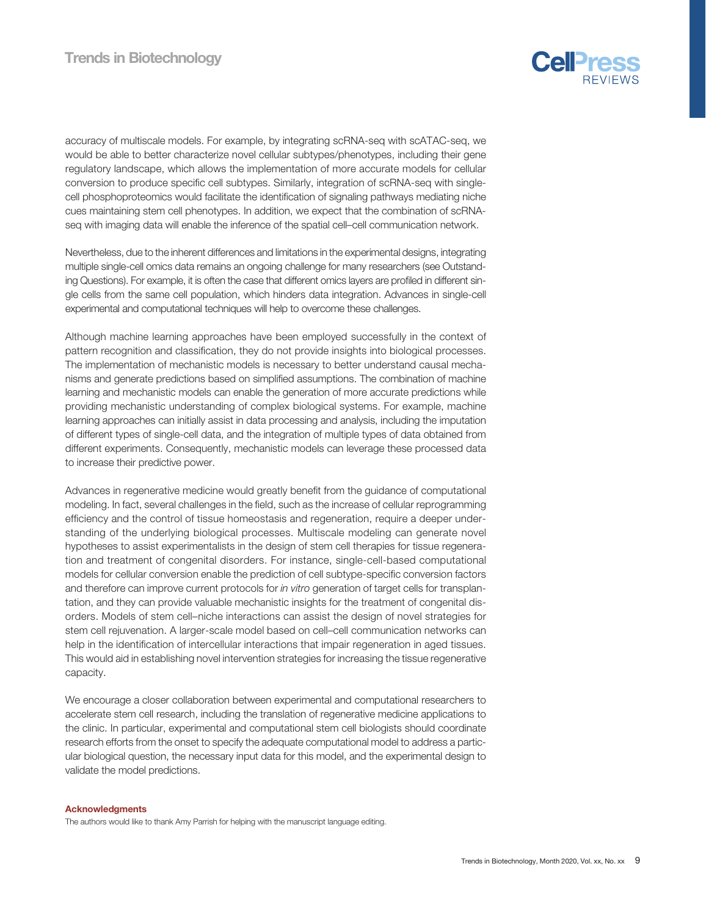accuracy of multiscale models. For example, by integrating scRNA-seq with scATAC-seq, we would be able to better characterize novel cellular subtypes/phenotypes, including their gene regulatory landscape, which allows the implementation of more accurate models for cellular conversion to produce specific cell subtypes. Similarly, integration of scRNA-seq with single-cell phosphoproteomics would facilitate the identification of signaling pathways mediating niche cues maintaining stem cell phenotypes. In addition, we expect that the combination of scRNA-seq with imaging data will enable the inference of the spatial cell–cell communication network.

Nevertheless, due to the inherent differences and limitations in the experimental designs, integrating multiple single-cell omics data remains an ongoing challenge for many researchers (see Outstanding Questions). For example, it is often the case that different omics layers are profiled in different single cells from the same cell population, which hinders data integration. Advances in single-cell experimental and computational techniques will help to overcome these challenges.

Although machine learning approaches have been employed successfully in the context of pattern recognition and classification, they do not provide insights into biological processes. The implementation of mechanistic models is necessary to better understand causal mechanisms and generate predictions based on simplified assumptions. The combination of machine learning and mechanistic models can enable the generation of more accurate predictions while providing mechanistic understanding of complex biological systems. For example, machine learning approaches can initially assist in data processing and analysis, including the imputation of different types of single-cell data, and the integration of multiple types of data obtained from different experiments. Consequently, mechanistic models can leverage these processed data to increase their predictive power.

Advances in regenerative medicine would greatly benefit from the guidance of computational modeling. In fact, several challenges in the field, such as the increase of cellular reprogramming efficiency and the control of tissue homeostasis and regeneration, require a deeper understanding of the underlying biological processes. Multiscale modeling can generate novel hypotheses to assist experimentalists in the design of stem cell therapies for tissue regeneration and treatment of congenital disorders. For instance, single-cell-based computational models for cellular conversion enable the prediction of cell subtype-specific conversion factors and therefore can improve current protocols for *in vitro* generation of target cells for transplantation, and they can provide valuable mechanistic insights for the treatment of congenital disorders. Models of stem cell–niche interactions can assist the design of novel strategies for stem cell rejuvenation. A larger-scale model based on cell–cell communication networks can help in the identification of intercellular interactions that impair regeneration in aged tissues. This would aid in establishing novel intervention strategies for increasing the tissue regenerative capacity.

We encourage a closer collaboration between experimental and computational researchers to accelerate stem cell research, including the translation of regenerative medicine applications to the clinic. In particular, experimental and computational stem cell biologists should coordinate research efforts from the onset to specify the adequate computational model to address a particular biological question, the necessary input data for this model, and the experimental design to validate the model predictions.

### Acknowledgments

The authors would like to thank Amy Parrish for helping with the manuscript language editing.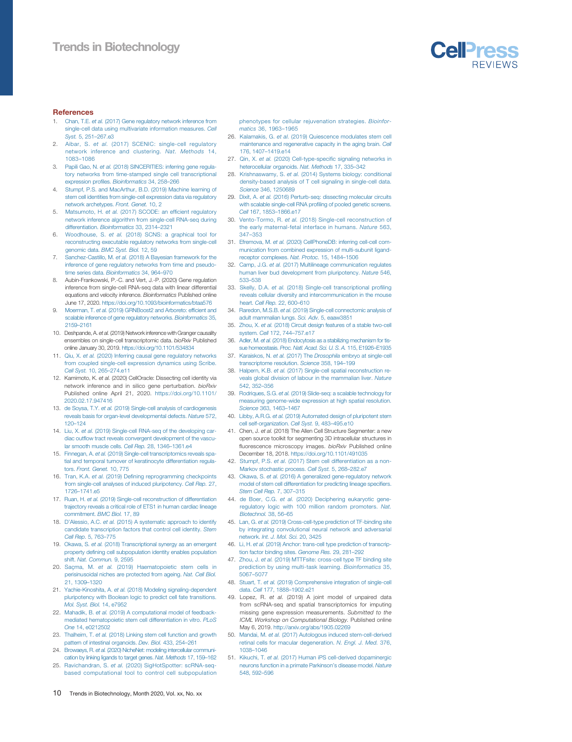## References

1. Chan, T.E. *et al.* (2017) Gene regulatory network inference from single-cell data using multivariate information measures. *Cell Syst.* 5, 251–267.e3
2. Aibar, S. *et al.* (2017) SCENIC: single-cell regulatory network inference and clustering. *Nat. Methods* 14, 1083–1086
3. Papili Gao, N. *et al.* (2018) SINCERITIES: inferring gene regulatory networks from time-stamped single cell transcriptional expression profiles. *Bioinformatics* 34, 258–266
4. Stumpf, P.S. and MacArthur, B.D. (2019) Machine learning of stem cell identities from single-cell expression data via regulatory network archetypes. *Front. Genet.* 10, 2
5. Matsumoto, H. *et al.* (2017) SCODE: an efficient regulatory network inference algorithm from single-cell RNA-seq during differentiation. *Bioinformatics* 33, 2314–2321
6. Woodhouse, S. *et al.* (2018) SCNS: a graphical tool for reconstructing executable regulatory networks from single-cell genomic data. *BMC Syst. Biol.* 12, 59
7. Sanchez-Castillo, M. *et al.* (2018) A Bayesian framework for the inference of gene regulatory networks from time and pseudo-time series data. *Bioinformatics* 34, 964–970
8. Aubin-Frankowski, P.-C. and Vert, J.-P. (2020) Gene regulation inference from single-cell RNA-seq data with linear differential equations and velocity inference. *Bioinformatics* Published online June 17, 2020. https://doi.org/10.1093/bioinformatics/btaa576
9. Moerman, T. *et al.* (2019) GRNBoost2 and Arboreto: efficient and scalable inference of gene regulatory networks. *Bioinformatics* 35, 2159–2161
10. Deshpande, A. *et al.* (2019) Network inference with Granger causality ensembles on single-cell transcriptomic data. *bioRxiv* Published online January 30, 2019. https://doi.org/10.1101/534834
11. Qiu, X. *et al.* (2020) Inferring causal gene regulatory networks from coupled single-cell expression dynamics using Scribe. *Cell Syst.* 10, 265–274.e11
12. Kamimoto, K. *et al.* (2020) CellOracle: Dissecting cell identity via network inference and in silico gene perturbation. *bioRxiv* Published online April 21, 2020. https://doi.org/10.1101/2020.02.17.947416
13. de Soysa, T.Y. *et al.* (2019) Single-cell analysis of cardiogenesis reveals basis for organ-level developmental defects. *Nature* 572, 120–124
14. Liu, X. *et al.* (2019) Single-cell RNA-seq of the developing cardiac outflow tract reveals convergent development of the vascular smooth muscle cells. *Cell Rep.* 28, 1346–1361.e4
15. Finnegan, A. *et al.* (2019) Single-cell transcriptomics reveals spatial and temporal turnover of keratinocyte differentiation regulators. *Front. Genet.* 10, 775
16. Tran, K.A. *et al.* (2019) Defining reprogramming checkpoints from single-cell analyses of induced pluripotency. *Cell Rep.* 27, 1726–1741.e5
17. Ruan, H. *et al.* (2019) Single-cell reconstruction of differentiation trajectory reveals a critical role of ETS1 in human cardiac lineage commitment. *BMC Biol.* 17, 89
18. D'Alessio, A.C. *et al.* (2015) A systematic approach to identify candidate transcription factors that control cell identity. *Stem Cell Rep.* 5, 763–775
19. Okawa, S. *et al.* (2018) Transcriptional synergy as an emergent property defining cell subpopulation identity enables population shift. *Nat. Commun.* 9, 2595
20. Saçma, M. *et al.* (2019) Haematopoietic stem cells in perisinusoidal niches are protected from ageing. *Nat. Cell Biol.* 21, 1309–1320
21. Yachie-Kinoshita, A. *et al.* (2018) Modeling signaling-dependent pluripotency with Boolean logic to predict cell fate transitions. *Mol. Syst. Biol.* 14, e7952
22. Mahadik, B. *et al.* (2019) A computational model of feedback-mediated hematopoietic stem cell differentiation in vitro. *PLoS One* 14, e0212502
23. Thalheim, T. *et al.* (2018) Linking stem cell function and growth pattern of intestinal organoids. *Dev. Biol.* 433, 254–261
24. Browaeys, R. *et al.* (2020) NicheNet: modeling intercellular communication by linking ligands to target genes. *Nat. Methods* 17, 159–162
25. Ravichandran, S. *et al.* (2020) SigHotSpotter: scRNA-seq-based computational tool to control cell subpopulation phenotypes for cellular rejuvenation strategies. *Bioinformatics* 36, 1963–1965
26. Kalamakis, G. *et al.* (2019) Quiescence modulates stem cell maintenance and regenerative capacity in the aging brain. *Cell* 176, 1407–1419.e14
27. Qin, X. *et al.* (2020) Cell-type-specific signaling networks in heterocellular organoids. *Nat. Methods* 17, 335–342
28. Krishnaswamy, S. *et al.* (2014) Systems biology: conditional density-based analysis of T cell signaling in single-cell data. *Science* 346, 1250689
29. Dixit, A. *et al.* (2016) Perturb-seq: dissecting molecular circuits with scalable single-cell RNA profiling of pooled genetic screens. *Cell* 167, 1853–1866.e17
30. Vento-Tormo, R. *et al.* (2018) Single-cell reconstruction of the early maternal-fetal interface in humans. *Nature* 563, 347–353
31. Efremova, M. *et al.* (2020) CellPhoneDB: inferring cell-cell communication from combined expression of multi-subunit ligand-receptor complexes. *Nat. Protoc.* 15, 1484–1506
32. Camp, J.G. *et al.* (2017) Multilineage communication regulates human liver bud development from pluripotency. *Nature* 546, 533–538
33. Skelly, D.A. *et al.* (2018) Single-cell transcriptional profiling reveals cellular diversity and intercommunication in the mouse heart. *Cell Rep.* 22, 600–610
34. Raredon, M.S.B. *et al.* (2019) Single-cell connectomic analysis of adult mammalian lungs. *Sci. Adv.* 5, eaaw3851
35. Zhou, X. *et al.* (2018) Circuit design features of a stable two-cell system. *Cell* 172, 744–757.e17
36. Adler, M. *et al.* (2018) Endocytosis as a stabilizing mechanism for tissue homeostasis. *Proc. Natl. Acad. Sci. U. S. A.* 115, E1926–E1935
37. Karaiskos, N. *et al.* (2017) The *Drosophila* embryo at single-cell transcriptome resolution. *Science* 358, 194–199
38. Halpern, K.B. *et al.* (2017) Single-cell spatial reconstruction reveals global division of labour in the mammalian liver. *Nature* 542, 352–356
39. Rodriques, S.G. *et al.* (2019) Slide-seq: a scalable technology for measuring genome-wide expression at high spatial resolution. *Science* 363, 1463–1467
40. Libby, A.R.G. *et al.* (2019) Automated design of pluripotent stem cell self-organization. *Cell Syst.* 9, 483–495.e10
41. Chen, J. *et al.* (2018) The Allen Cell Structure Segmenter: a new open source toolkit for segmenting 3D intracellular structures in fluorescence microscopy images. *bioRxiv* Published online December 18, 2018. https://doi.org/10.1101/491035
42. Stumpf, P.S. *et al.* (2017) Stem cell differentiation as a non-Markov stochastic process. *Cell Syst.* 5, 268–282.e7
43. Okawa, S. *et al.* (2016) A generalized gene-regulatory network model of stem cell differentiation for predicting lineage specifiers. *Stem Cell Rep.* 7, 307–315
44. de Boer, C.G. *et al.* (2020) Deciphering eukaryotic gene-regulatory logic with 100 million random promoters. *Nat. Biotechnol.* 38, 56–65
45. Lan, G. *et al.* (2019) Cross-cell-type prediction of TF-binding site by integrating convolutional neural network and adversarial network. *Int. J. Mol. Sci.* 20, 3425
46. Li, H. *et al.* (2019) Anchor: trans-cell type prediction of transcription factor binding sites. *Genome Res.* 29, 281–292
47. Zhou, J. *et al.* (2019) MTTFsite: cross-cell type TF binding site prediction by using multi-task learning. *Bioinformatics* 35, 5067–5077
48. Stuart, T. *et al.* (2019) Comprehensive integration of single-cell data. *Cell* 177, 1888–1902.e21
49. Lopez, R. *et al.* (2019) A joint model of unpaired data from scRNA-seq and spatial transcriptomics for imputing missing gene expression measurements. *Submitted to the ICML Workshop on Computational Biology.* Published online May 6, 2019. http://arxiv.org/abs/1905.02269
50. Mandai, M. *et al.* (2017) Autologous induced stem-cell-derived retinal cells for macular degeneration. *N. Engl. J. Med.* 376, 1038–1046
51. Kikuchi, T. *et al.* (2017) Human iPS cell-derived dopaminergic neurons function in a primate Parkinson's disease model. *Nature* 548, 592–596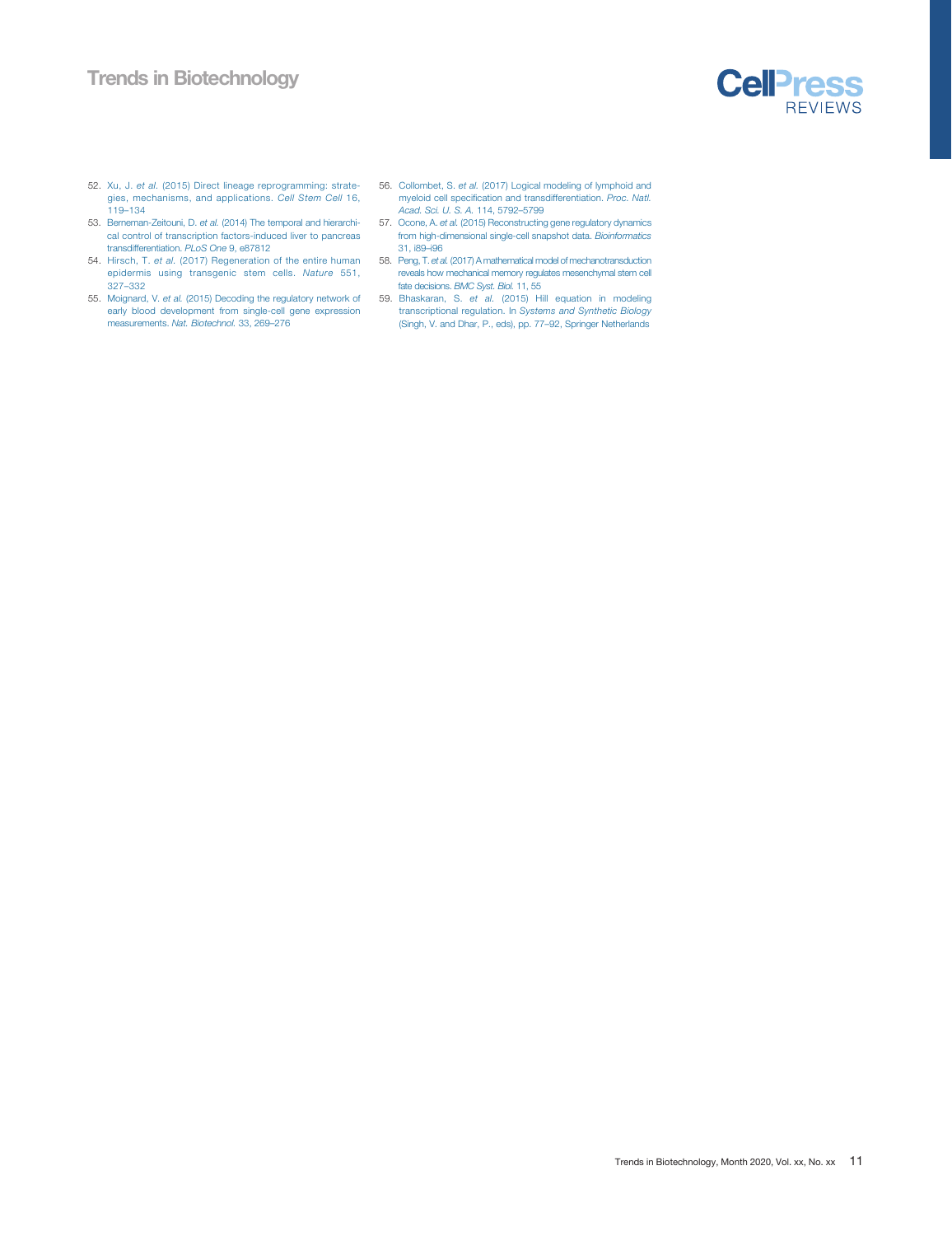52. Xu, J. *et al.* (2015) Direct lineage reprogramming: strategies, mechanisms, and applications. *Cell Stem Cell* 16, 119–134
53. Berneman-Zeitouni, D. *et al.* (2014) The temporal and hierarchical control of transcription factors-induced liver to pancreas transdifferentiation. *PLoS One* 9, e87812
54. Hirsch, T. *et al.* (2017) Regeneration of the entire human epidermis using transgenic stem cells. *Nature* 551, 327–332
55. Moignard, V. *et al.* (2015) Decoding the regulatory network of early blood development from single-cell gene expression measurements. *Nat. Biotechnol.* 33, 269–276
56. Collombet, S. *et al.* (2017) Logical modeling of lymphoid and myeloid cell specification and transdifferentiation. *Proc. Natl. Acad. Sci. U. S. A.* 114, 5792–5799
57. Ocone, A. *et al.* (2015) Reconstructing gene regulatory dynamics from high-dimensional single-cell snapshot data. *Bioinformatics* 31, i89–i96
58. Peng, T. *et al.* (2017) A mathematical model of mechanotransduction reveals how mechanical memory regulates mesenchymal stem cell fate decisions. *BMC Syst. Biol.* 11, 55
59. Bhaskaran, S. *et al.* (2015) Hill equation in modeling transcriptional regulation. In *Systems and Synthetic Biology* (Singh, V. and Dhar, P., eds), pp. 77–92, Springer Netherlands